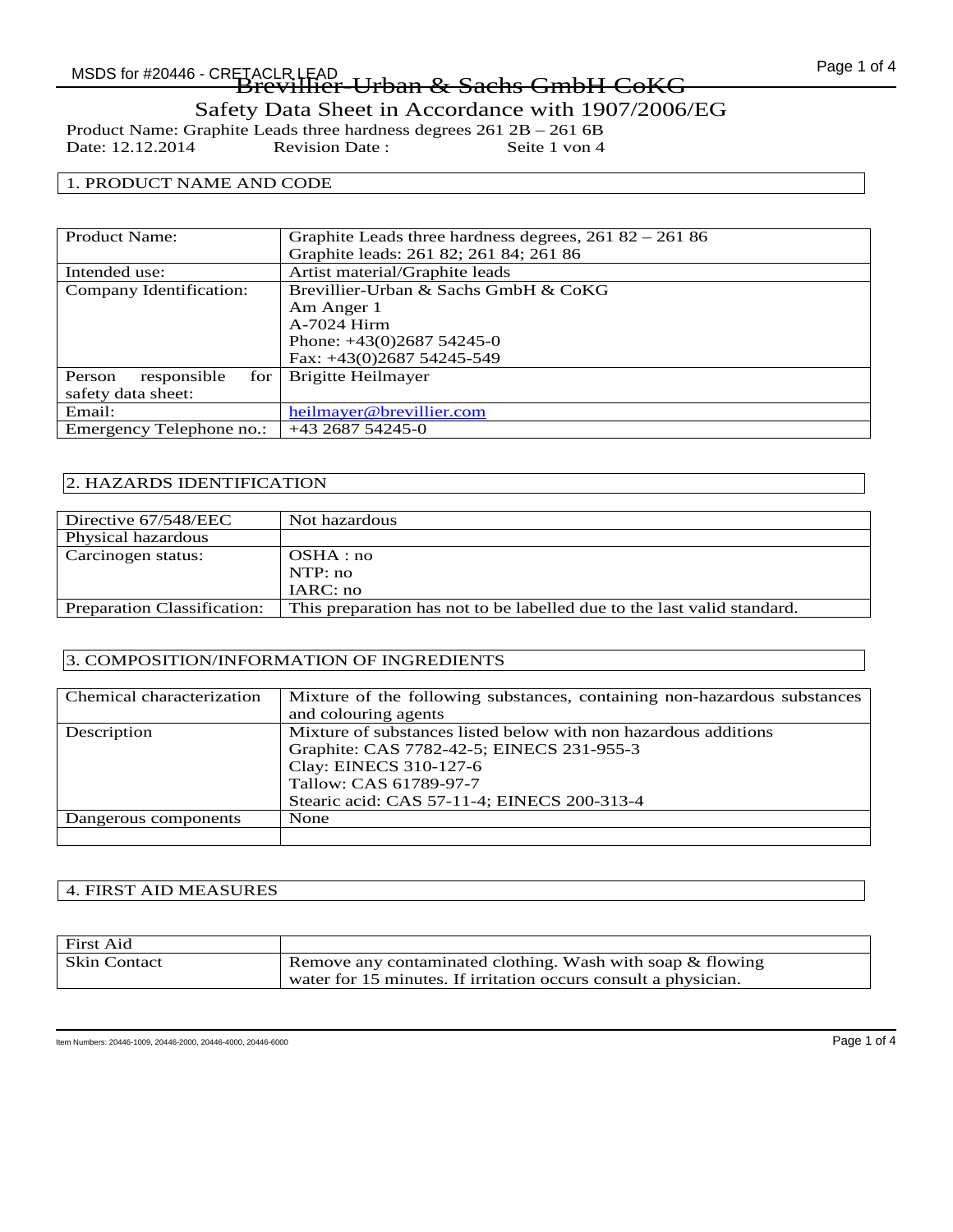# Brevillier-Urban & Sachs GmbH CoKG

## Safety Data Sheet in Accordance with 1907/2006/EG

Product Name: Graphite Leads three hardness degrees 261 2B – 261 6B
Date: 12.12.2014 Revision Date : Seite 1 von 4

### 1. PRODUCT NAME AND CODE

| | |
|---|---|
| Product Name: | Graphite Leads three hardness degrees, 261 82 – 261 86<br>Graphite leads: 261 82; 261 84; 261 86 |
| Intended use: | Artist material/Graphite leads |
| Company Identification: | Brevillier-Urban & Sachs GmbH & CoKG<br>Am Anger 1<br>A-7024 Hirm<br>Phone: +43(0)2687 54245-0<br>Fax: +43(0)2687 54245-549 |
| Person responsible for safety data sheet: | Brigitte Heilmayer |
| Email: | heilmayer@brevillier.com |
| Emergency Telephone no.: | +43 2687 54245-0 |

### 2. HAZARDS IDENTIFICATION

| | |
|---|---|
| Directive 67/548/EEC | Not hazardous |
| Physical hazardous | |
| Carcinogen status: | OSHA : no<br>NTP: no<br>IARC: no |
| Preparation Classification: | This preparation has not to be labelled due to the last valid standard. |

### 3. COMPOSITION/INFORMATION OF INGREDIENTS

| | |
|---|---|
| Chemical characterization | Mixture of the following substances, containing non-hazardous substances and colouring agents |
| Description | Mixture of substances listed below with non hazardous additions<br>Graphite: CAS 7782-42-5; EINECS 231-955-3<br>Clay: EINECS 310-127-6<br>Tallow: CAS 61789-97-7<br>Stearic acid: CAS 57-11-4; EINECS 200-313-4 |
| Dangerous components | None |
| | |

### 4. FIRST AID MEASURES

| | |
|---|---|
| First Aid | |
| Skin Contact | Remove any contaminated clothing. Wash with soap & flowing water for 15 minutes. If irritation occurs consult a physician. |

Item Numbers: 20446-1009, 20446-2000, 20446-4000, 20446-6000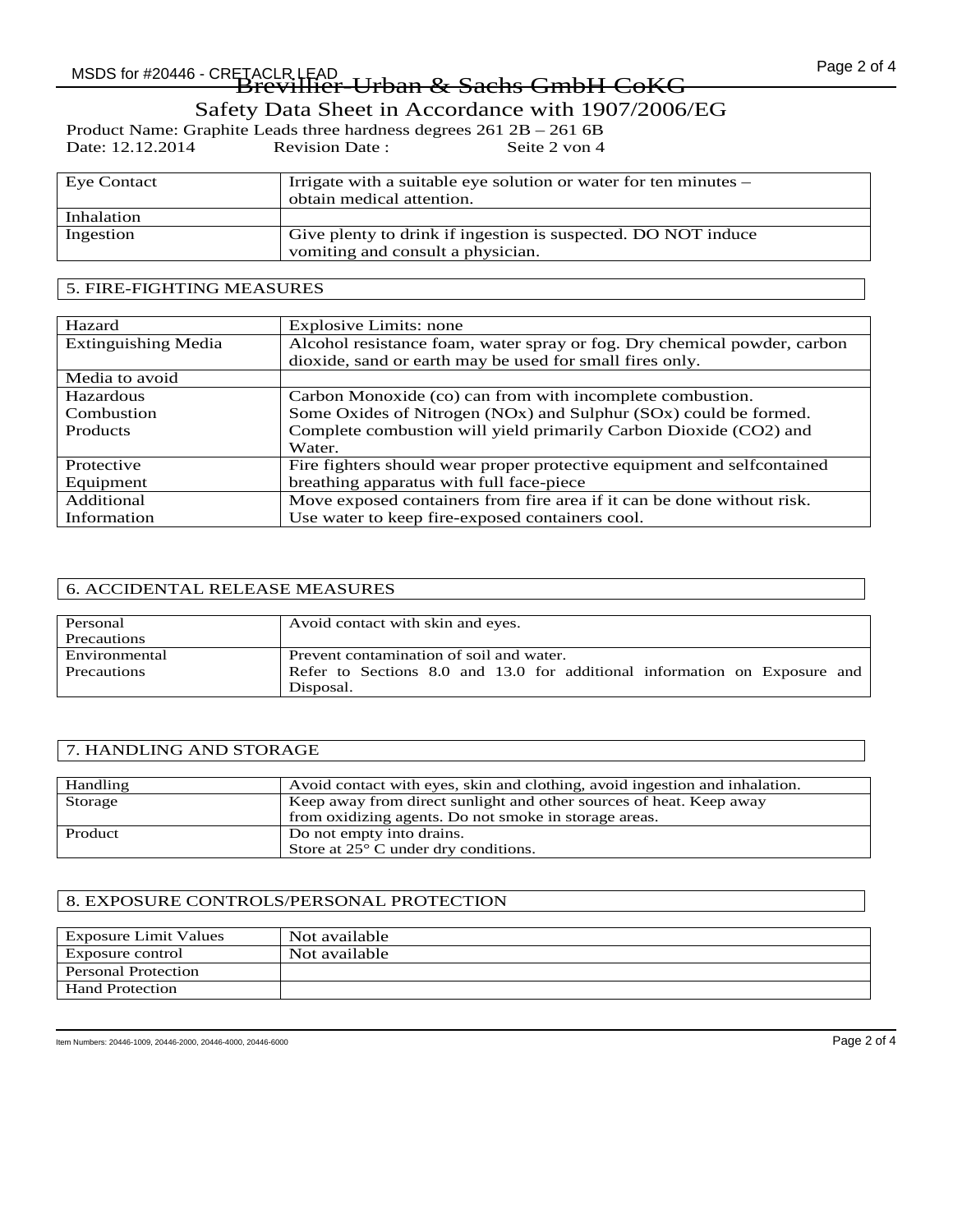| Eye Contact | Irrigate with a suitable eye solution or water for ten minutes – obtain medical attention. |
|---|---|
| Inhalation | |
| Ingestion | Give plenty to drink if ingestion is suspected. DO NOT induce vomiting and consult a physician. |

## 5. FIRE-FIGHTING MEASURES

| Hazard | Explosive Limits: none |
|---|---|
| Extinguishing Media | Alcohol resistance foam, water spray or fog. Dry chemical powder, carbon dioxide, sand or earth may be used for small fires only. |
| Media to avoid | |
| Hazardous Combustion Products | Carbon Monoxide (co) can from with incomplete combustion. Some Oxides of Nitrogen (NOx) and Sulphur (SOx) could be formed. Complete combustion will yield primarily Carbon Dioxide (CO2) and Water. |
| Protective Equipment | Fire fighters should wear proper protective equipment and selfcontained breathing apparatus with full face-piece |
| Additional Information | Move exposed containers from fire area if it can be done without risk. Use water to keep fire-exposed containers cool. |

## 6. ACCIDENTAL RELEASE MEASURES

| Personal Precautions | Avoid contact with skin and eyes. |
|---|---|
| Environmental Precautions | Prevent contamination of soil and water. Refer to Sections 8.0 and 13.0 for additional information on Exposure and Disposal. |

## 7. HANDLING AND STORAGE

| Handling | Avoid contact with eyes, skin and clothing, avoid ingestion and inhalation. |
|---|---|
| Storage | Keep away from direct sunlight and other sources of heat. Keep away from oxidizing agents. Do not smoke in storage areas. |
| Product | Do not empty into drains. Store at 25° C under dry conditions. |

## 8. EXPOSURE CONTROLS/PERSONAL PROTECTION

| Exposure Limit Values | Not available |
|---|---|
| Exposure control | Not available |
| Personal Protection | |
| Hand Protection | |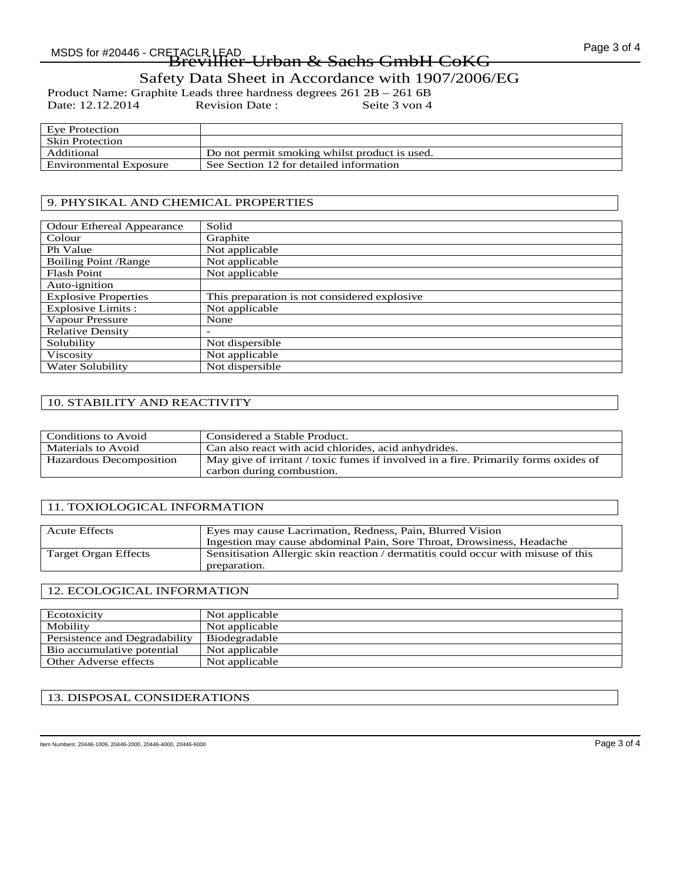Brevillier-Urban & Sachs GmbH CoKG

Safety Data Sheet in Accordance with 1907/2006/EG

Product Name: Graphite Leads three hardness degrees 261 2B – 261 6B
Date: 12.12.2014 Revision Date : Seite 3 von 4

| | |
|---|---|
| Eye Protection | |
| Skin Protection | |
| Additional | Do not permit smoking whilst product is used. |
| Environmental Exposure | See Section 12 for detailed information |

## 9. PHYSIKAL AND CHEMICAL PROPERTIES

| | |
|---|---|
| Odour Ethereal Appearance | Solid |
| Colour | Graphite |
| Ph Value | Not applicable |
| Boiling Point /Range | Not applicable |
| Flash Point | Not applicable |
| Auto-ignition | |
| Explosive Properties | This preparation is not considered explosive |
| Explosive Limits : | Not applicable |
| Vapour Pressure | None |
| Relative Density | - |
| Solubility | Not dispersible |
| Viscosity | Not applicable |
| Water Solubility | Not dispersible |

## 10. STABILITY AND REACTIVITY

| | |
|---|---|
| Conditions to Avoid | Considered a Stable Product. |
| Materials to Avoid | Can also react with acid chlorides, acid anhydrides. |
| Hazardous Decomposition | May give of irritant / toxic fumes if involved in a fire. Primarily forms oxides of carbon during combustion. |

## 11. TOXIOLOGICAL INFORMATION

| | |
|---|---|
| Acute Effects | Eyes may cause Lacrimation, Redness, Pain, Blurred Vision<br>Ingestion may cause abdominal Pain, Sore Throat, Drowsiness, Headache |
| Target Organ Effects | Sensitisation Allergic skin reaction / dermatitis could occur with misuse of this preparation. |

## 12. ECOLOGICAL INFORMATION

| | |
|---|---|
| Ecotoxicity | Not applicable |
| Mobility | Not applicable |
| Persistence and Degradability | Biodegradable |
| Bio accumulative potential | Not applicable |
| Other Adverse effects | Not applicable |

## 13. DISPOSAL CONSIDERATIONS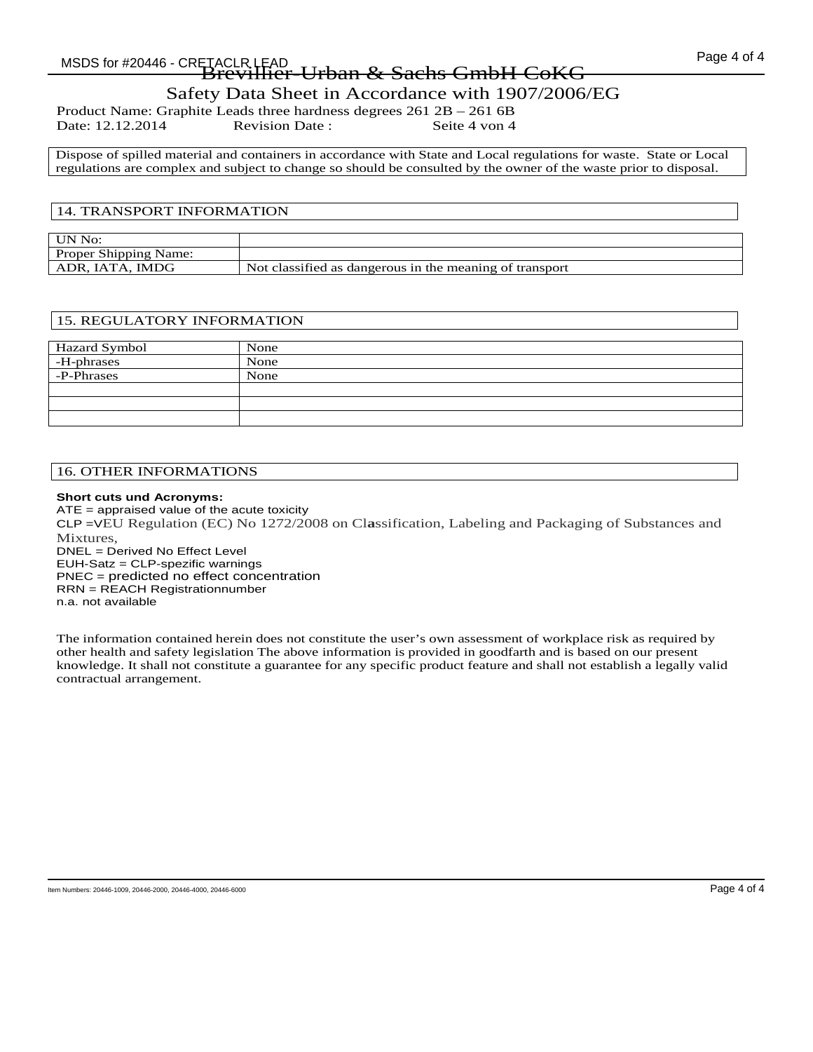Dispose of spilled material and containers in accordance with State and Local regulations for waste. State or Local regulations are complex and subject to change so should be consulted by the owner of the waste prior to disposal.

## 14. TRANSPORT INFORMATION

| | |
|---|---|
| UN No: | |
| Proper Shipping Name: | |
| ADR, IATA, IMDG | Not classified as dangerous in the meaning of transport |

## 15. REGULATORY INFORMATION

| | |
|---|---|
| Hazard Symbol | None |
| -H-phrases | None |
| -P-Phrases | None |
| | |
| | |
| | |

## 16. OTHER INFORMATIONS

**Short cuts und Acronyms:**

ATE = appraised value of the acute toxicity
CLP =VEU Regulation (EC) No 1272/2008 on Classification, Labeling and Packaging of Substances and Mixtures,
DNEL = Derived No Effect Level
EUH-Satz = CLP-spezific warnings
PNEC = predicted no effect concentration
RRN = REACH Registrationnumber
n.a. not available

The information contained herein does not constitute the user's own assessment of workplace risk as required by other health and safety legislation The above information is provided in goodfarth and is based on our present knowledge. It shall not constitute a guarantee for any specific product feature and shall not establish a legally valid contractual arrangement.